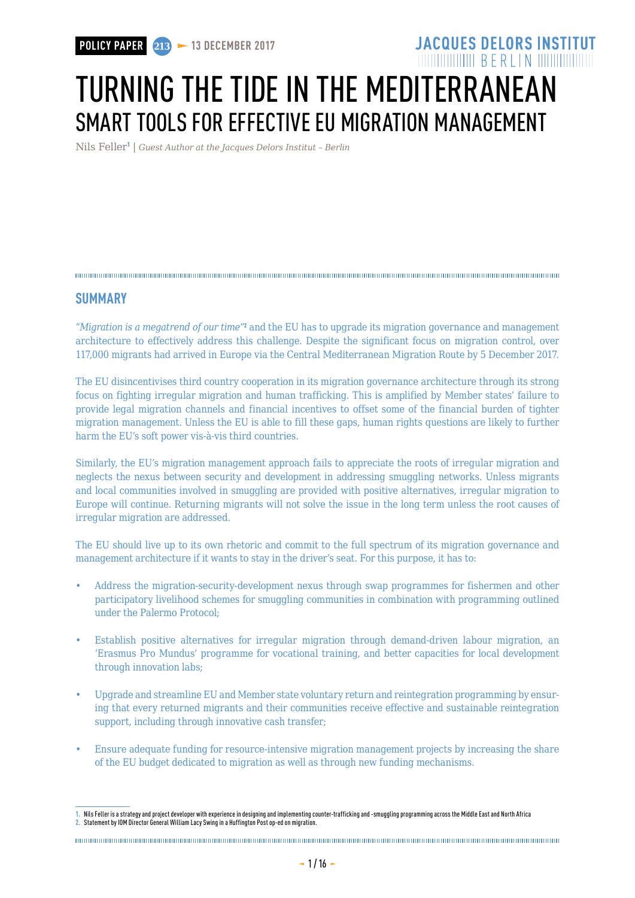POLICY PAPER 213 — 13 DECEMBER 2017

JACQUES DELORS INSTITUT BERLIN

# TURNING THE TIDE IN THE MEDITERRANEAN
## SMART TOOLS FOR EFFECTIVE EU MIGRATION MANAGEMENT

Nils Feller[1] | *Guest Author at the Jacques Delors Institut – Berlin*

## SUMMARY

*"Migration is a megatrend of our time"*[2] and the EU has to upgrade its migration governance and management architecture to effectively address this challenge. Despite the significant focus on migration control, over 117,000 migrants had arrived in Europe via the Central Mediterranean Migration Route by 5 December 2017.

The EU disincentivises third country cooperation in its migration governance architecture through its strong focus on fighting irregular migration and human trafficking. This is amplified by Member states' failure to provide legal migration channels and financial incentives to offset some of the financial burden of tighter migration management. Unless the EU is able to fill these gaps, human rights questions are likely to further harm the EU's soft power vis-à-vis third countries.

Similarly, the EU's migration management approach fails to appreciate the roots of irregular migration and neglects the nexus between security and development in addressing smuggling networks. Unless migrants and local communities involved in smuggling are provided with positive alternatives, irregular migration to Europe will continue. Returning migrants will not solve the issue in the long term unless the root causes of irregular migration are addressed.

The EU should live up to its own rhetoric and commit to the full spectrum of its migration governance and management architecture if it wants to stay in the driver's seat. For this purpose, it has to:

- Address the migration-security-development nexus through swap programmes for fishermen and other participatory livelihood schemes for smuggling communities in combination with programming outlined under the Palermo Protocol;
- Establish positive alternatives for irregular migration through demand-driven labour migration, an 'Erasmus Pro Mundus' programme for vocational training, and better capacities for local development through innovation labs;
- Upgrade and streamline EU and Member state voluntary return and reintegration programming by ensuring that every returned migrants and their communities receive effective and sustainable reintegration support, including through innovative cash transfer;
- Ensure adequate funding for resource-intensive migration management projects by increasing the share of the EU budget dedicated to migration as well as through new funding mechanisms.

---

1. Nils Feller is a strategy and project developer with experience in designing and implementing counter-trafficking and -smuggling programming across the Middle East and North Africa
2. Statement by IOM Director General William Lacy Swing in a Huffington Post op-ed on migration.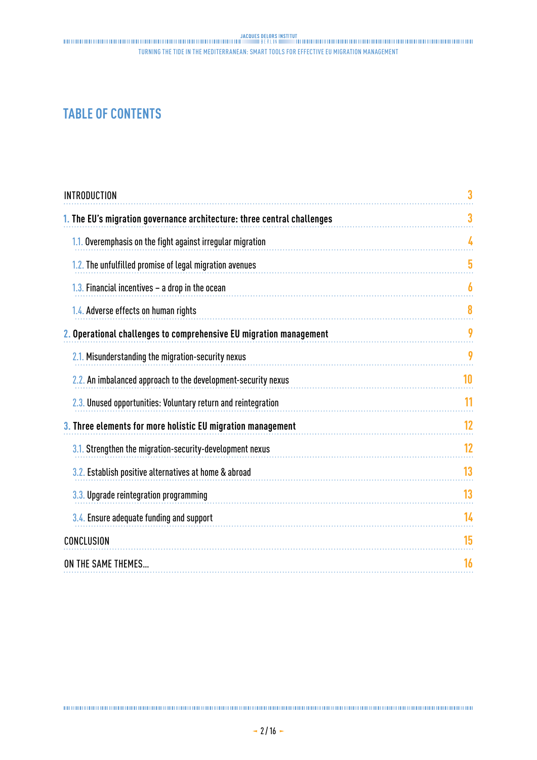# TABLE OF CONTENTS

| | |
|---|---|
| INTRODUCTION | 3 |
| **1. The EU's migration governance architecture: three central challenges** | 3 |
| 1.1. Overemphasis on the fight against irregular migration | 4 |
| 1.2. The unfulfilled promise of legal migration avenues | 5 |
| 1.3. Financial incentives – a drop in the ocean | 6 |
| 1.4. Adverse effects on human rights | 8 |
| **2. Operational challenges to comprehensive EU migration management** | 9 |
| 2.1. Misunderstanding the migration-security nexus | 9 |
| 2.2. An imbalanced approach to the development-security nexus | 10 |
| 2.3. Unused opportunities: Voluntary return and reintegration | 11 |
| **3. Three elements for more holistic EU migration management** | 12 |
| 3.1. Strengthen the migration-security-development nexus | 12 |
| 3.2. Establish positive alternatives at home & abroad | 13 |
| 3.3. Upgrade reintegration programming | 13 |
| 3.4. Ensure adequate funding and support | 14 |
| CONCLUSION | 15 |
| ON THE SAME THEMES... | 16 |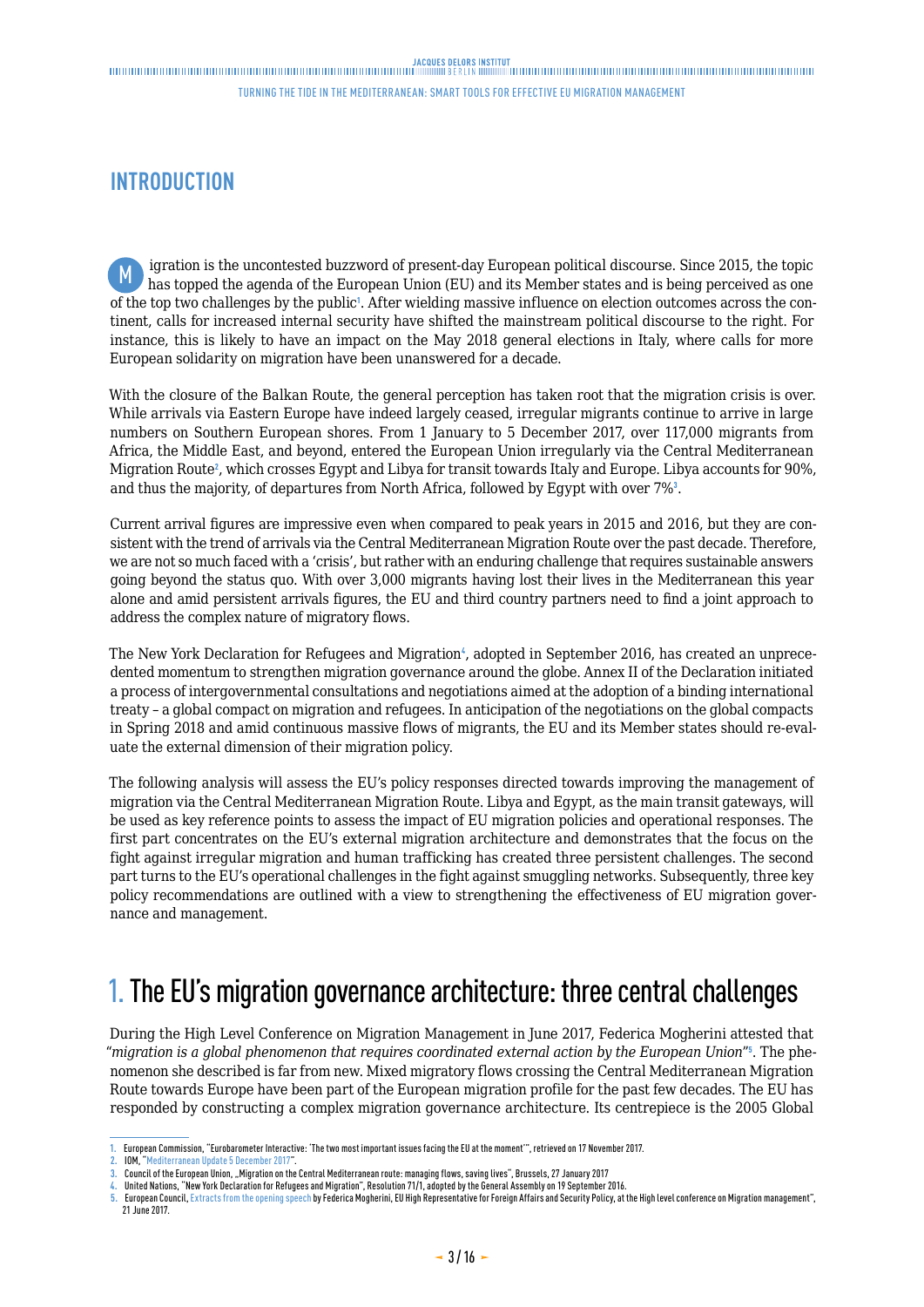## INTRODUCTION

Migration is the uncontested buzzword of present-day European political discourse. Since 2015, the topic has topped the agenda of the European Union (EU) and its Member states and is being perceived as one of the top two challenges by the public[1]. After wielding massive influence on election outcomes across the continent, calls for increased internal security have shifted the mainstream political discourse to the right. For instance, this is likely to have an impact on the May 2018 general elections in Italy, where calls for more European solidarity on migration have been unanswered for a decade.

With the closure of the Balkan Route, the general perception has taken root that the migration crisis is over. While arrivals via Eastern Europe have indeed largely ceased, irregular migrants continue to arrive in large numbers on Southern European shores. From 1 January to 5 December 2017, over 117,000 migrants from Africa, the Middle East, and beyond, entered the European Union irregularly via the Central Mediterranean Migration Route[2], which crosses Egypt and Libya for transit towards Italy and Europe. Libya accounts for 90%, and thus the majority, of departures from North Africa, followed by Egypt with over 7%[3].

Current arrival figures are impressive even when compared to peak years in 2015 and 2016, but they are consistent with the trend of arrivals via the Central Mediterranean Migration Route over the past decade. Therefore, we are not so much faced with a 'crisis', but rather with an enduring challenge that requires sustainable answers going beyond the status quo. With over 3,000 migrants having lost their lives in the Mediterranean this year alone and amid persistent arrivals figures, the EU and third country partners need to find a joint approach to address the complex nature of migratory flows.

The New York Declaration for Refugees and Migration[4], adopted in September 2016, has created an unprecedented momentum to strengthen migration governance around the globe. Annex II of the Declaration initiated a process of intergovernmental consultations and negotiations aimed at the adoption of a binding international treaty – a global compact on migration and refugees. In anticipation of the negotiations on the global compacts in Spring 2018 and amid continuous massive flows of migrants, the EU and its Member states should re-evaluate the external dimension of their migration policy.

The following analysis will assess the EU's policy responses directed towards improving the management of migration via the Central Mediterranean Migration Route. Libya and Egypt, as the main transit gateways, will be used as key reference points to assess the impact of EU migration policies and operational responses. The first part concentrates on the EU's external migration architecture and demonstrates that the focus on the fight against irregular migration and human trafficking has created three persistent challenges. The second part turns to the EU's operational challenges in the fight against smuggling networks. Subsequently, three key policy recommendations are outlined with a view to strengthening the effectiveness of EU migration governance and management.

## 1. The EU's migration governance architecture: three central challenges

During the High Level Conference on Migration Management in June 2017, Federica Mogherini attested that "*migration is a global phenomenon that requires coordinated external action by the European Union*"[5]. The phenomenon she described is far from new. Mixed migratory flows crossing the Central Mediterranean Migration Route towards Europe have been part of the European migration profile for the past few decades. The EU has responded by constructing a complex migration governance architecture. Its centrepiece is the 2005 Global

---

1. European Commission, "Eurobarometer Interactive: 'The two most important issues facing the EU at the moment'", retrieved on 17 November 2017.
2. IOM, "Mediterranean Update 5 December 2017".
3. Council of the European Union, „Migration on the Central Mediterranean route: managing flows, saving lives", Brussels, 27 January 2017
4. United Nations, "New York Declaration for Refugees and Migration", Resolution 71/1, adopted by the General Assembly on 19 September 2016.
5. European Council, Extracts from the opening speech by Federica Mogherini, EU High Representative for Foreign Affairs and Security Policy, at the High level conference on Migration management", 21 June 2017.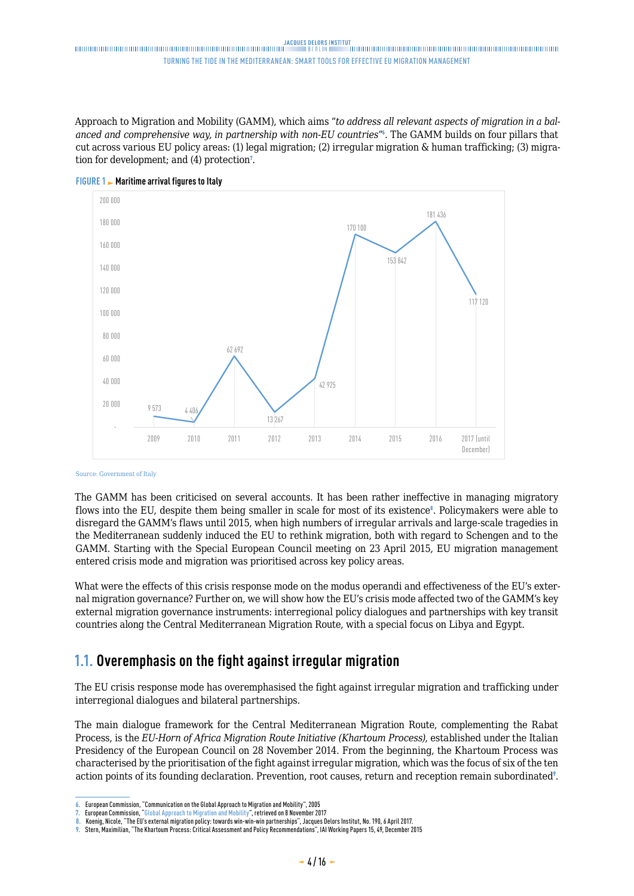Approach to Migration and Mobility (GAMM), which aims "*to address all relevant aspects of migration in a balanced and comprehensive way, in partnership with non-EU countries*"[6]. The GAMM builds on four pillars that cut across various EU policy areas: (1) legal migration; (2) irregular migration & human trafficking; (3) migration for development; and (4) protection[7].

**FIGURE 1 ► Maritime arrival figures to Italy**

| Year | Maritime arrivals |
|---|---|
| 2009 | 9 573 |
| 2010 | 4 406 |
| 2011 | 62 692 |
| 2012 | 13 267 |
| 2013 | 42 925 |
| 2014 | 170 100 |
| 2015 | 153 842 |
| 2016 | 181 436 |
| 2017 (until December) | 117 120 |

Source: Government of Italy

The GAMM has been criticised on several accounts. It has been rather ineffective in managing migratory flows into the EU, despite them being smaller in scale for most of its existence[8]. Policymakers were able to disregard the GAMM's flaws until 2015, when high numbers of irregular arrivals and large-scale tragedies in the Mediterranean suddenly induced the EU to rethink migration, both with regard to Schengen and to the GAMM. Starting with the Special European Council meeting on 23 April 2015, EU migration management entered crisis mode and migration was prioritised across key policy areas.

What were the effects of this crisis response mode on the modus operandi and effectiveness of the EU's external migration governance? Further on, we will show how the EU's crisis mode affected two of the GAMM's key external migration governance instruments: interregional policy dialogues and partnerships with key transit countries along the Central Mediterranean Migration Route, with a special focus on Libya and Egypt.

## 1.1. Overemphasis on the fight against irregular migration

The EU crisis response mode has overemphasised the fight against irregular migration and trafficking under interregional dialogues and bilateral partnerships.

The main dialogue framework for the Central Mediterranean Migration Route, complementing the Rabat Process, is the *EU-Horn of Africa Migration Route Initiative (Khartoum Process)*, established under the Italian Presidency of the European Council on 28 November 2014. From the beginning, the Khartoum Process was characterised by the prioritisation of the fight against irregular migration, which was the focus of six of the ten action points of its founding declaration. Prevention, root causes, return and reception remain subordinated[9].

---

6. European Commission, "Communication on the Global Approach to Migration and Mobility", 2005
7. European Commission, "Global Approach to Migration and Mobility", retrieved on 8 November 2017
8. Koenig, Nicole, "The EU's external migration policy: towards win-win-win partnerships", Jacques Delors Institut, No. 190, 6 April 2017.
9. Stern, Maximilian, "The Khartoum Process: Critical Assessment and Policy Recommendations", IAI Working Papers 15, 49, December 2015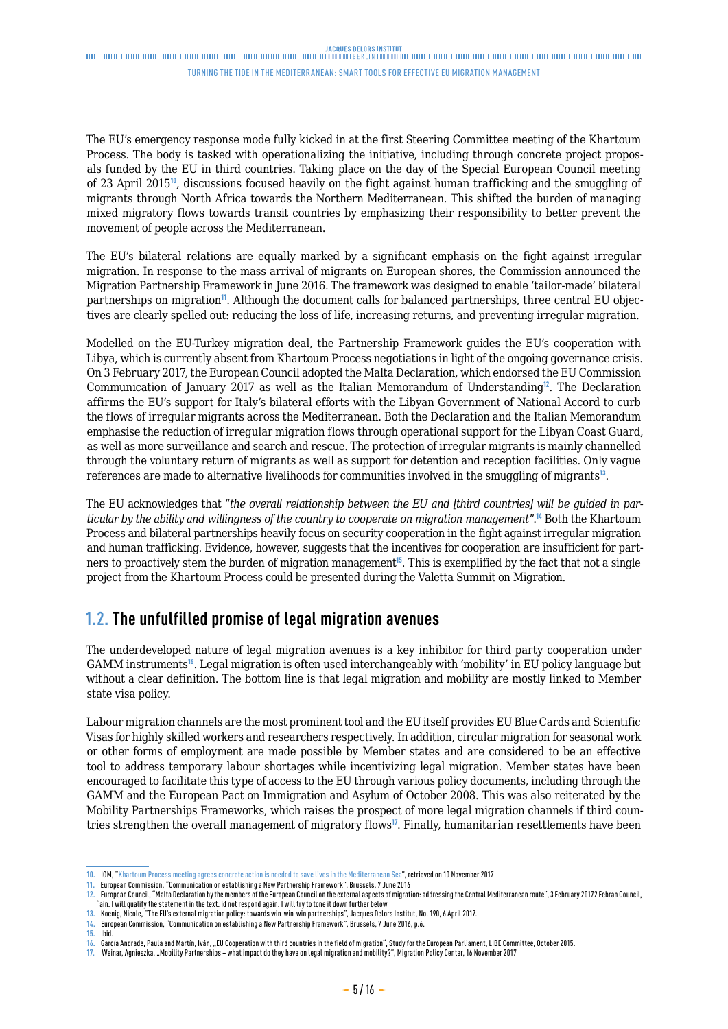The EU's emergency response mode fully kicked in at the first Steering Committee meeting of the Khartoum Process. The body is tasked with operationalizing the initiative, including through concrete project proposals funded by the EU in third countries. Taking place on the day of the Special European Council meeting of 23 April 2015[10], discussions focused heavily on the fight against human trafficking and the smuggling of migrants through North Africa towards the Northern Mediterranean. This shifted the burden of managing mixed migratory flows towards transit countries by emphasizing their responsibility to better prevent the movement of people across the Mediterranean.

The EU's bilateral relations are equally marked by a significant emphasis on the fight against irregular migration. In response to the mass arrival of migrants on European shores, the Commission announced the Migration Partnership Framework in June 2016. The framework was designed to enable 'tailor-made' bilateral partnerships on migration[11]. Although the document calls for balanced partnerships, three central EU objectives are clearly spelled out: reducing the loss of life, increasing returns, and preventing irregular migration.

Modelled on the EU-Turkey migration deal, the Partnership Framework guides the EU's cooperation with Libya, which is currently absent from Khartoum Process negotiations in light of the ongoing governance crisis. On 3 February 2017, the European Council adopted the Malta Declaration, which endorsed the EU Commission Communication of January 2017 as well as the Italian Memorandum of Understanding[12]. The Declaration affirms the EU's support for Italy's bilateral efforts with the Libyan Government of National Accord to curb the flows of irregular migrants across the Mediterranean. Both the Declaration and the Italian Memorandum emphasise the reduction of irregular migration flows through operational support for the Libyan Coast Guard, as well as more surveillance and search and rescue. The protection of irregular migrants is mainly channelled through the voluntary return of migrants as well as support for detention and reception facilities. Only vague references are made to alternative livelihoods for communities involved in the smuggling of migrants[13].

The EU acknowledges that "*the overall relationship between the EU and [third countries] will be guided in particular by the ability and willingness of the country to cooperate on migration management*".[14] Both the Khartoum Process and bilateral partnerships heavily focus on security cooperation in the fight against irregular migration and human trafficking. Evidence, however, suggests that the incentives for cooperation are insufficient for partners to proactively stem the burden of migration management[15]. This is exemplified by the fact that not a single project from the Khartoum Process could be presented during the Valetta Summit on Migration.

## 1.2. The unfulfilled promise of legal migration avenues

The underdeveloped nature of legal migration avenues is a key inhibitor for third party cooperation under GAMM instruments[16]. Legal migration is often used interchangeably with 'mobility' in EU policy language but without a clear definition. The bottom line is that legal migration and mobility are mostly linked to Member state visa policy.

Labour migration channels are the most prominent tool and the EU itself provides EU Blue Cards and Scientific Visas for highly skilled workers and researchers respectively. In addition, circular migration for seasonal work or other forms of employment are made possible by Member states and are considered to be an effective tool to address temporary labour shortages while incentivizing legal migration. Member states have been encouraged to facilitate this type of access to the EU through various policy documents, including through the GAMM and the European Pact on Immigration and Asylum of October 2008. This was also reiterated by the Mobility Partnerships Frameworks, which raises the prospect of more legal migration channels if third countries strengthen the overall management of migratory flows[17]. Finally, humanitarian resettlements have been

---

10. IOM, "Khartoum Process meeting agrees concrete action is needed to save lives in the Mediterranean Sea", retrieved on 10 November 2017
11. European Commission, "Communication on establishing a New Partnership Framework", Brussels, 7 June 2016
12. European Council, "Malta Declaration by the members of the European Council on the external aspects of migration: addressing the Central Mediterranean route", 3 February 20172 Febran Council, "ain. I will qualify the statement in the text. id not respond again. I will try to tone it down further below
13. Koenig, Nicole, "The EU's external migration policy: towards win-win-win partnerships", Jacques Delors Institut, No. 190, 6 April 2017.
14. European Commission, "Communication on establishing a New Partnership Framework", Brussels, 7 June 2016, p.6.
15. Ibid.
16. García Andrade, Paula and Martín, Iván, „EU Cooperation with third countries in the field of migration", Study for the European Parliament, LIBE Committee, October 2015.
17. Weinar, Agnieszka, „Mobility Partnerships – what impact do they have on legal migration and mobility?", Migration Policy Center, 16 November 2017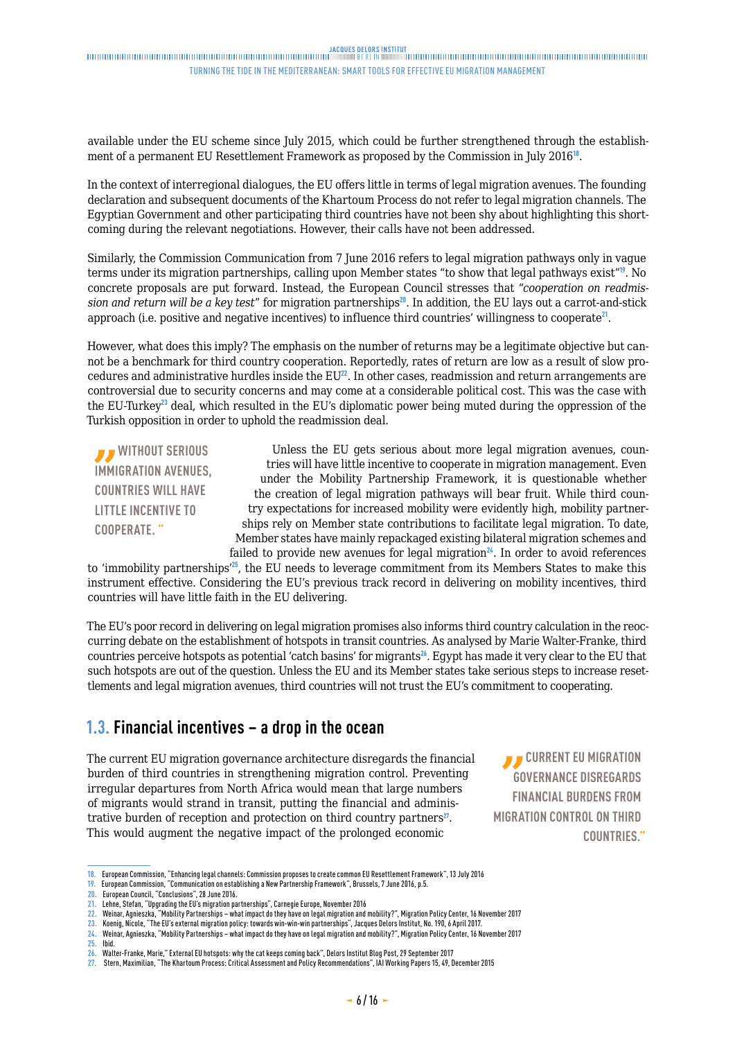available under the EU scheme since July 2015, which could be further strengthened through the establishment of a permanent EU Resettlement Framework as proposed by the Commission in July 2016[18].

In the context of interregional dialogues, the EU offers little in terms of legal migration avenues. The founding declaration and subsequent documents of the Khartoum Process do not refer to legal migration channels. The Egyptian Government and other participating third countries have not been shy about highlighting this shortcoming during the relevant negotiations. However, their calls have not been addressed.

Similarly, the Commission Communication from 7 June 2016 refers to legal migration pathways only in vague terms under its migration partnerships, calling upon Member states "to show that legal pathways exist"[19]. No concrete proposals are put forward. Instead, the European Council stresses that "*cooperation on readmission and return will be a key test*" for migration partnerships[20]. In addition, the EU lays out a carrot-and-stick approach (i.e. positive and negative incentives) to influence third countries' willingness to cooperate[21].

However, what does this imply? The emphasis on the number of returns may be a legitimate objective but cannot be a benchmark for third country cooperation. Reportedly, rates of return are low as a result of slow procedures and administrative hurdles inside the EU[22]. In other cases, readmission and return arrangements are controversial due to security concerns and may come at a considerable political cost. This was the case with the EU-Turkey[23] deal, which resulted in the EU's diplomatic power being muted during the oppression of the Turkish opposition in order to uphold the readmission deal.

> "WITHOUT SERIOUS IMMIGRATION AVENUES, COUNTRIES WILL HAVE LITTLE INCENTIVE TO COOPERATE."

Unless the EU gets serious about more legal migration avenues, countries will have little incentive to cooperate in migration management. Even under the Mobility Partnership Framework, it is questionable whether the creation of legal migration pathways will bear fruit. While third country expectations for increased mobility were evidently high, mobility partnerships rely on Member state contributions to facilitate legal migration. To date, Member states have mainly repackaged existing bilateral migration schemes and failed to provide new avenues for legal migration[24]. In order to avoid references to 'immobility partnerships'[25], the EU needs to leverage commitment from its Members States to make this instrument effective. Considering the EU's previous track record in delivering on mobility incentives, third countries will have little faith in the EU delivering.

The EU's poor record in delivering on legal migration promises also informs third country calculation in the reoccurring debate on the establishment of hotspots in transit countries. As analysed by Marie Walter-Franke, third countries perceive hotspots as potential 'catch basins' for migrants[26]. Egypt has made it very clear to the EU that such hotspots are out of the question. Unless the EU and its Member states take serious steps to increase resettlements and legal migration avenues, third countries will not trust the EU's commitment to cooperating.

## 1.3. Financial incentives – a drop in the ocean

> "CURRENT EU MIGRATION GOVERNANCE DISREGARDS FINANCIAL BURDENS FROM MIGRATION CONTROL ON THIRD COUNTRIES."

The current EU migration governance architecture disregards the financial burden of third countries in strengthening migration control. Preventing irregular departures from North Africa would mean that large numbers of migrants would strand in transit, putting the financial and administrative burden of reception and protection on third country partners[27]. This would augment the negative impact of the prolonged economic

---

18. European Commission, "Enhancing legal channels: Commission proposes to create common EU Resettlement Framework", 13 July 2016
19. European Commission, "Communication on establishing a New Partnership Framework", Brussels, 7 June 2016, p.5.
20. European Council, "Conclusions", 28 June 2016.
21. Lehne, Stefan, "Upgrading the EU's migration partnerships", Carnegie Europe, November 2016
22. Weinar, Agnieszka, "Mobility Partnerships – what impact do they have on legal migration and mobility?", Migration Policy Center, 16 November 2017
23. Koenig, Nicole, "The EU's external migration policy: towards win-win-win partnerships", Jacques Delors Institut, No. 190, 6 April 2017.
24. Weinar, Agnieszka, "Mobility Partnerships – what impact do they have on legal migration and mobility?", Migration Policy Center, 16 November 2017
25. Ibid.
26. Walter-Franke, Marie," External EU hotspots: why the cat keeps coming back", Delors Institut Blog Post, 29 September 2017
27. Stern, Maximilian, "The Khartoum Process: Critical Assessment and Policy Recommendations", IAI Working Papers 15, 49, December 2015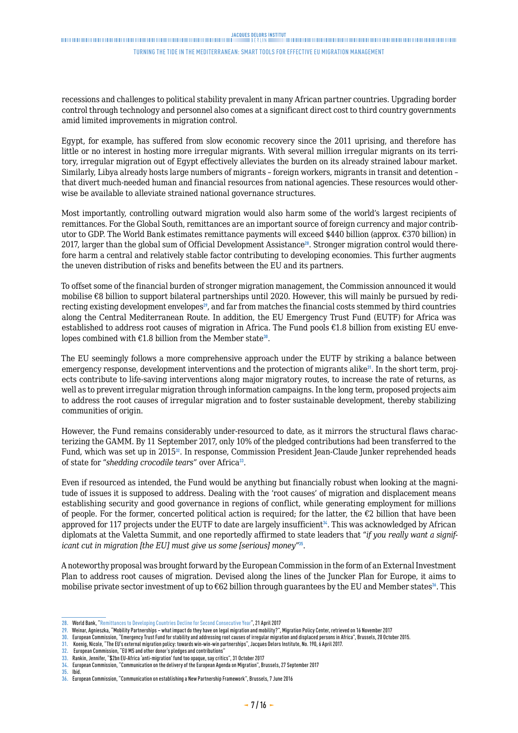recessions and challenges to political stability prevalent in many African partner countries. Upgrading border control through technology and personnel also comes at a significant direct cost to third country governments amid limited improvements in migration control.

Egypt, for example, has suffered from slow economic recovery since the 2011 uprising, and therefore has little or no interest in hosting more irregular migrants. With several million irregular migrants on its territory, irregular migration out of Egypt effectively alleviates the burden on its already strained labour market. Similarly, Libya already hosts large numbers of migrants – foreign workers, migrants in transit and detention – that divert much-needed human and financial resources from national agencies. These resources would otherwise be available to alleviate strained national governance structures.

Most importantly, controlling outward migration would also harm some of the world's largest recipients of remittances. For the Global South, remittances are an important source of foreign currency and major contributor to GDP. The World Bank estimates remittance payments will exceed $440 billion (approx. €370 billion) in 2017, larger than the global sum of Official Development Assistance[28]. Stronger migration control would therefore harm a central and relatively stable factor contributing to developing economies. This further augments the uneven distribution of risks and benefits between the EU and its partners.

To offset some of the financial burden of stronger migration management, the Commission announced it would mobilise €8 billion to support bilateral partnerships until 2020. However, this will mainly be pursued by redirecting existing development envelopes[29], and far from matches the financial costs stemmed by third countries along the Central Mediterranean Route. In addition, the EU Emergency Trust Fund (EUTF) for Africa was established to address root causes of migration in Africa. The Fund pools €1.8 billion from existing EU envelopes combined with €1.8 billion from the Member state[30].

The EU seemingly follows a more comprehensive approach under the EUTF by striking a balance between emergency response, development interventions and the protection of migrants alike[31]. In the short term, projects contribute to life-saving interventions along major migratory routes, to increase the rate of returns, as well as to prevent irregular migration through information campaigns. In the long term, proposed projects aim to address the root causes of irregular migration and to foster sustainable development, thereby stabilizing communities of origin.

However, the Fund remains considerably under-resourced to date, as it mirrors the structural flaws characterizing the GAMM. By 11 September 2017, only 10% of the pledged contributions had been transferred to the Fund, which was set up in 2015[32]. In response, Commission President Jean-Claude Junker reprehended heads of state for "*shedding crocodile tears*" over Africa[33].

Even if resourced as intended, the Fund would be anything but financially robust when looking at the magnitude of issues it is supposed to address. Dealing with the 'root causes' of migration and displacement means establishing security and good governance in regions of conflict, while generating employment for millions of people. For the former, concerted political action is required; for the latter, the €2 billion that have been approved for 117 projects under the EUTF to date are largely insufficient[34]. This was acknowledged by African diplomats at the Valetta Summit, and one reportedly affirmed to state leaders that "*if you really want a significant cut in migration [the EU] must give us some [serious] money*"[35].

A noteworthy proposal was brought forward by the European Commission in the form of an External Investment Plan to address root causes of migration. Devised along the lines of the Juncker Plan for Europe, it aims to mobilise private sector investment of up to €62 billion through guarantees by the EU and Member states[36]. This

---

28. World Bank, "Remittances to Developing Countries Decline for Second Consecutive Year", 21 April 2017
29. Weinar, Agnieszka, "Mobility Partnerships – what impact do they have on legal migration and mobility?", Migration Policy Center, retrieved on 16 November 2017
30. European Commission, "Emergency Trust Fund for stability and addressing root causes of irregular migration and displaced persons in Africa", Brussels, 20 October 2015.
31. Koenig, Nicole, "The EU's external migration policy: towards win-win-win partnerships", Jacques Delors Institute, No. 190, 6 April 2017.
32. European Commission, "EU MS and other donor's pledges and contributions"
33. Rankin, Jennifer, "$2bn EU-Africa 'anti-migration' fund too opaque, say critics", 31 October 2017
34. European Commission, "Communication on the delivery of the European Agenda on Migration", Brussels, 27 September 2017
35. Ibid.
36. European Commission, "Communication on establishing a New Partnership Framework", Brussels, 7 June 2016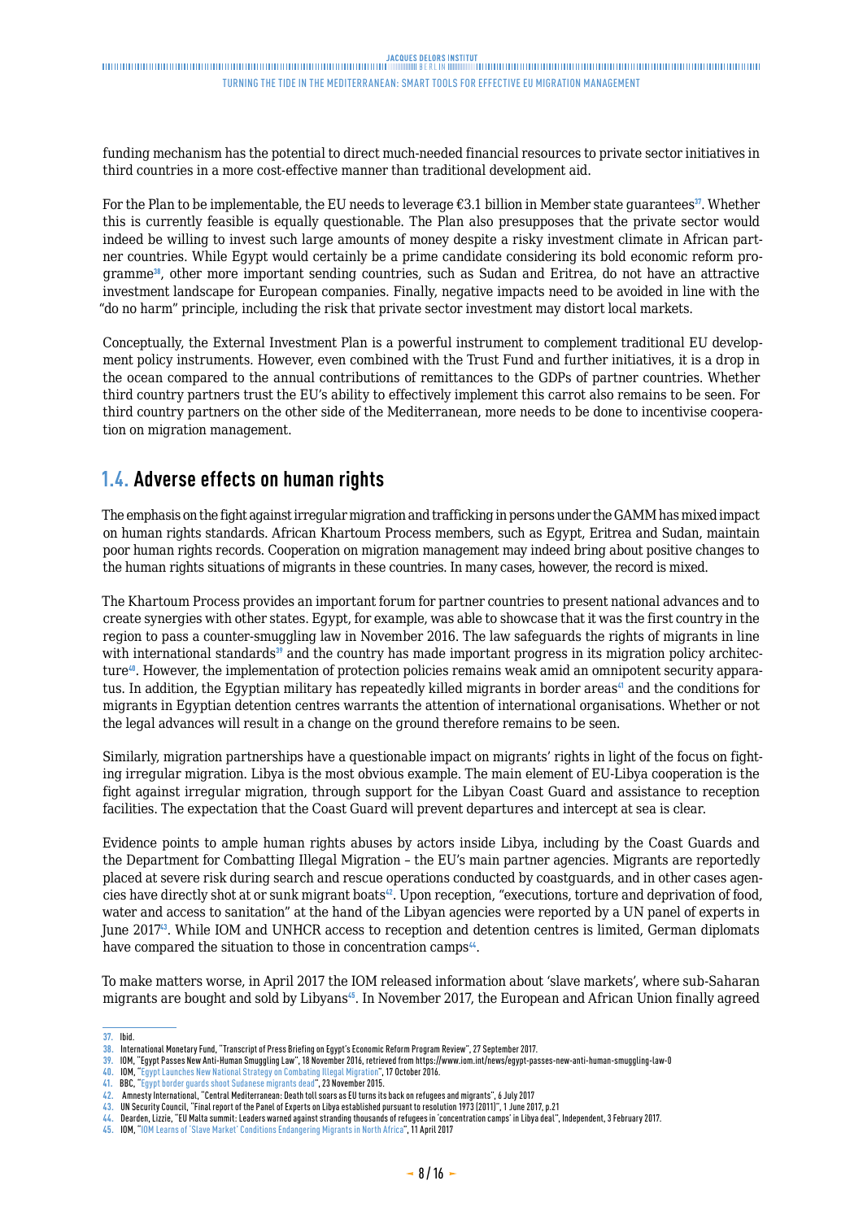funding mechanism has the potential to direct much-needed financial resources to private sector initiatives in third countries in a more cost-effective manner than traditional development aid.

For the Plan to be implementable, the EU needs to leverage €3.1 billion in Member state guarantees[37]. Whether this is currently feasible is equally questionable. The Plan also presupposes that the private sector would indeed be willing to invest such large amounts of money despite a risky investment climate in African partner countries. While Egypt would certainly be a prime candidate considering its bold economic reform programme[38], other more important sending countries, such as Sudan and Eritrea, do not have an attractive investment landscape for European companies. Finally, negative impacts need to be avoided in line with the "do no harm" principle, including the risk that private sector investment may distort local markets.

Conceptually, the External Investment Plan is a powerful instrument to complement traditional EU development policy instruments. However, even combined with the Trust Fund and further initiatives, it is a drop in the ocean compared to the annual contributions of remittances to the GDPs of partner countries. Whether third country partners trust the EU's ability to effectively implement this carrot also remains to be seen. For third country partners on the other side of the Mediterranean, more needs to be done to incentivise cooperation on migration management.

## 1.4. Adverse effects on human rights

The emphasis on the fight against irregular migration and trafficking in persons under the GAMM has mixed impact on human rights standards. African Khartoum Process members, such as Egypt, Eritrea and Sudan, maintain poor human rights records. Cooperation on migration management may indeed bring about positive changes to the human rights situations of migrants in these countries. In many cases, however, the record is mixed.

The Khartoum Process provides an important forum for partner countries to present national advances and to create synergies with other states. Egypt, for example, was able to showcase that it was the first country in the region to pass a counter-smuggling law in November 2016. The law safeguards the rights of migrants in line with international standards[39] and the country has made important progress in its migration policy architecture[40]. However, the implementation of protection policies remains weak amid an omnipotent security apparatus. In addition, the Egyptian military has repeatedly killed migrants in border areas[41] and the conditions for migrants in Egyptian detention centres warrants the attention of international organisations. Whether or not the legal advances will result in a change on the ground therefore remains to be seen.

Similarly, migration partnerships have a questionable impact on migrants' rights in light of the focus on fighting irregular migration. Libya is the most obvious example. The main element of EU-Libya cooperation is the fight against irregular migration, through support for the Libyan Coast Guard and assistance to reception facilities. The expectation that the Coast Guard will prevent departures and intercept at sea is clear.

Evidence points to ample human rights abuses by actors inside Libya, including by the Coast Guards and the Department for Combatting Illegal Migration – the EU's main partner agencies. Migrants are reportedly placed at severe risk during search and rescue operations conducted by coastguards, and in other cases agencies have directly shot at or sunk migrant boats[42]. Upon reception, "executions, torture and deprivation of food, water and access to sanitation" at the hand of the Libyan agencies were reported by a UN panel of experts in June 2017[43]. While IOM and UNHCR access to reception and detention centres is limited, German diplomats have compared the situation to those in concentration camps[44].

To make matters worse, in April 2017 the IOM released information about 'slave markets', where sub-Saharan migrants are bought and sold by Libyans[45]. In November 2017, the European and African Union finally agreed

---

37. Ibid.
38. International Monetary Fund, "Transcript of Press Briefing on Egypt's Economic Reform Program Review", 27 September 2017.
39. IOM, "Egypt Passes New Anti-Human Smuggling Law", 18 November 2016, retrieved from https://www.iom.int/news/egypt-passes-new-anti-human-smuggling-law-0
40. IOM, "Egypt Launches New National Strategy on Combating Illegal Migration", 17 October 2016.
41. BBC, "Egypt border guards shoot Sudanese migrants dead", 23 November 2015.
42. Amnesty International, "Central Mediterranean: Death toll soars as EU turns its back on refugees and migrants", 6 July 2017
43. UN Security Council, "Final report of the Panel of Experts on Libya established pursuant to resolution 1973 (2011)", 1 June 2017, p.21
44. Dearden, Lizzie, "EU Malta summit: Leaders warned against stranding thousands of refugees in 'concentration camps' in Libya deal", Independent, 3 February 2017.
45. IOM, "IOM Learns of 'Slave Market' Conditions Endangering Migrants in North Africa", 11 April 2017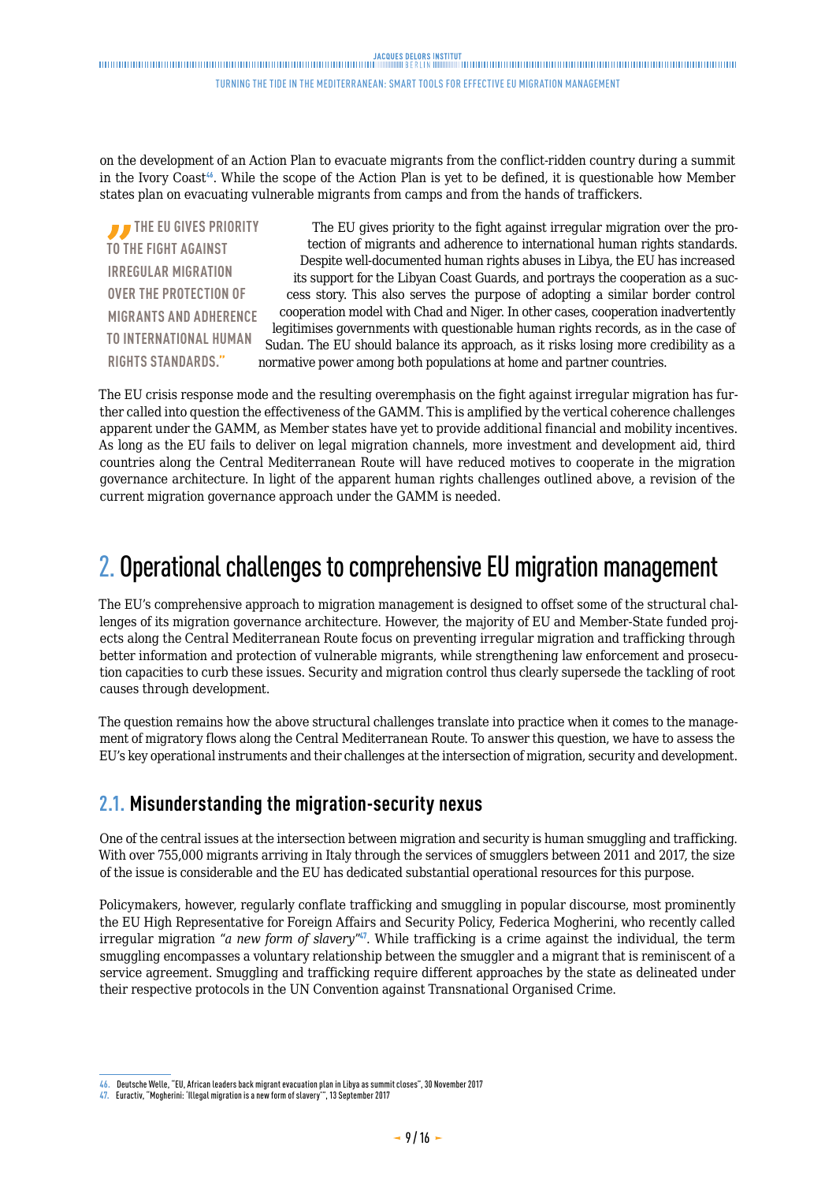on the development of an Action Plan to evacuate migrants from the conflict-ridden country during a summit in the Ivory Coast[46]. While the scope of the Action Plan is yet to be defined, it is questionable how Member states plan on evacuating vulnerable migrants from camps and from the hands of traffickers.

> "THE EU GIVES PRIORITY TO THE FIGHT AGAINST IRREGULAR MIGRATION OVER THE PROTECTION OF MIGRANTS AND ADHERENCE TO INTERNATIONAL HUMAN RIGHTS STANDARDS."

The EU gives priority to the fight against irregular migration over the protection of migrants and adherence to international human rights standards. Despite well-documented human rights abuses in Libya, the EU has increased its support for the Libyan Coast Guards, and portrays the cooperation as a success story. This also serves the purpose of adopting a similar border control cooperation model with Chad and Niger. In other cases, cooperation inadvertently legitimises governments with questionable human rights records, as in the case of Sudan. The EU should balance its approach, as it risks losing more credibility as a normative power among both populations at home and partner countries.

The EU crisis response mode and the resulting overemphasis on the fight against irregular migration has further called into question the effectiveness of the GAMM. This is amplified by the vertical coherence challenges apparent under the GAMM, as Member states have yet to provide additional financial and mobility incentives. As long as the EU fails to deliver on legal migration channels, more investment and development aid, third countries along the Central Mediterranean Route will have reduced motives to cooperate in the migration governance architecture. In light of the apparent human rights challenges outlined above, a revision of the current migration governance approach under the GAMM is needed.

## 2. Operational challenges to comprehensive EU migration management

The EU's comprehensive approach to migration management is designed to offset some of the structural challenges of its migration governance architecture. However, the majority of EU and Member-State funded projects along the Central Mediterranean Route focus on preventing irregular migration and trafficking through better information and protection of vulnerable migrants, while strengthening law enforcement and prosecution capacities to curb these issues. Security and migration control thus clearly supersede the tackling of root causes through development.

The question remains how the above structural challenges translate into practice when it comes to the management of migratory flows along the Central Mediterranean Route. To answer this question, we have to assess the EU's key operational instruments and their challenges at the intersection of migration, security and development.

### 2.1. Misunderstanding the migration-security nexus

One of the central issues at the intersection between migration and security is human smuggling and trafficking. With over 755,000 migrants arriving in Italy through the services of smugglers between 2011 and 2017, the size of the issue is considerable and the EU has dedicated substantial operational resources for this purpose.

Policymakers, however, regularly conflate trafficking and smuggling in popular discourse, most prominently the EU High Representative for Foreign Affairs and Security Policy, Federica Mogherini, who recently called irregular migration "*a new form of slavery*"[47]. While trafficking is a crime against the individual, the term smuggling encompasses a voluntary relationship between the smuggler and a migrant that is reminiscent of a service agreement. Smuggling and trafficking require different approaches by the state as delineated under their respective protocols in the UN Convention against Transnational Organised Crime.

---

46. Deutsche Welle, "EU, African leaders back migrant evacuation plan in Libya as summit closes", 30 November 2017
47. Euractiv, "Mogherini: 'Illegal migration is a new form of slavery'", 13 September 2017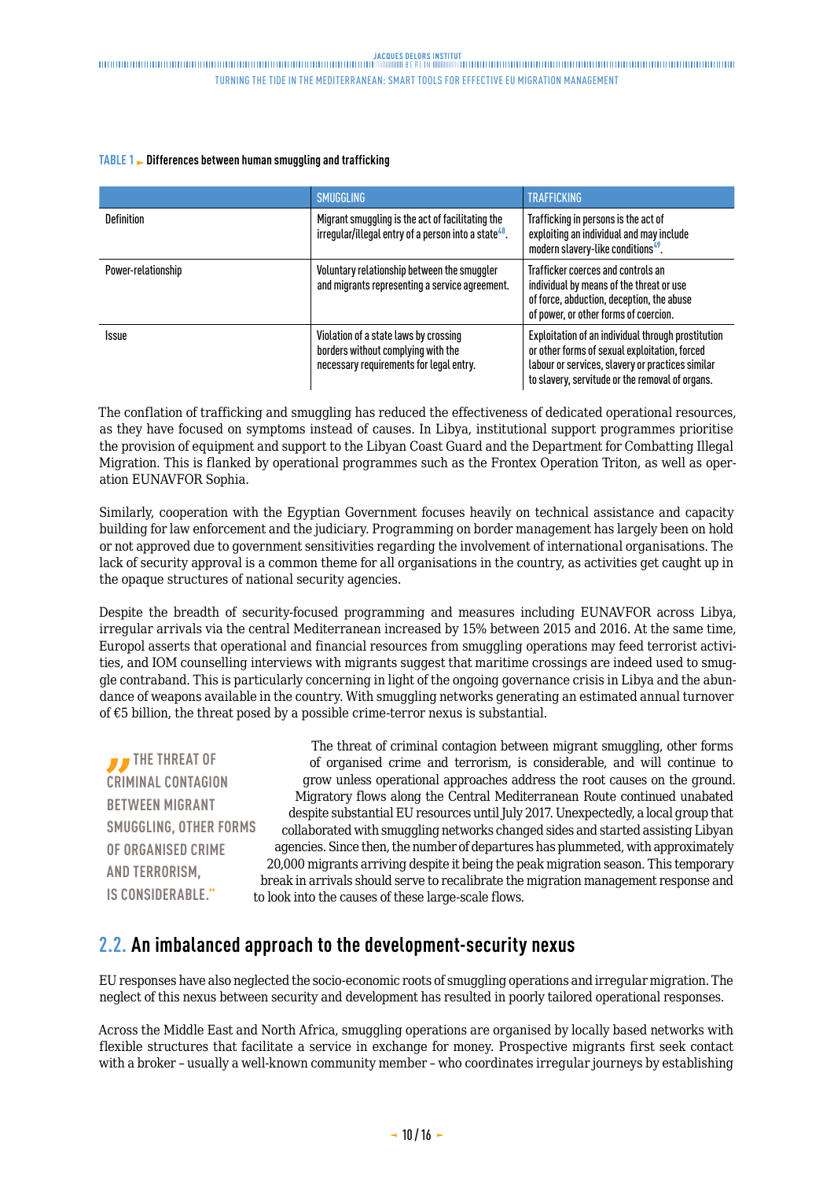**TABLE 1 ► Differences between human smuggling and trafficking**

| | SMUGGLING | TRAFFICKING |
|---|---|---|
| Definition | Migrant smuggling is the act of facilitating the irregular/illegal entry of a person into a state[48]. | Trafficking in persons is the act of exploiting an individual and may include modern slavery-like conditions[49]. |
| Power-relationship | Voluntary relationship between the smuggler and migrants representing a service agreement. | Trafficker coerces and controls an individual by means of the threat or use of force, abduction, deception, the abuse of power, or other forms of coercion. |
| Issue | Violation of a state laws by crossing borders without complying with the necessary requirements for legal entry. | Exploitation of an individual through prostitution or other forms of sexual exploitation, forced labour or services, slavery or practices similar to slavery, servitude or the removal of organs. |

The conflation of trafficking and smuggling has reduced the effectiveness of dedicated operational resources, as they have focused on symptoms instead of causes. In Libya, institutional support programmes prioritise the provision of equipment and support to the Libyan Coast Guard and the Department for Combatting Illegal Migration. This is flanked by operational programmes such as the Frontex Operation Triton, as well as operation EUNAVFOR Sophia.

Similarly, cooperation with the Egyptian Government focuses heavily on technical assistance and capacity building for law enforcement and the judiciary. Programming on border management has largely been on hold or not approved due to government sensitivities regarding the involvement of international organisations. The lack of security approval is a common theme for all organisations in the country, as activities get caught up in the opaque structures of national security agencies.

Despite the breadth of security-focused programming and measures including EUNAVFOR across Libya, irregular arrivals via the central Mediterranean increased by 15% between 2015 and 2016. At the same time, Europol asserts that operational and financial resources from smuggling operations may feed terrorist activities, and IOM counselling interviews with migrants suggest that maritime crossings are indeed used to smuggle contraband. This is particularly concerning in light of the ongoing governance crisis in Libya and the abundance of weapons available in the country. With smuggling networks generating an estimated annual turnover of €5 billion, the threat posed by a possible crime-terror nexus is substantial.

> "THE THREAT OF CRIMINAL CONTAGION BETWEEN MIGRANT SMUGGLING, OTHER FORMS OF ORGANISED CRIME AND TERRORISM, IS CONSIDERABLE."

The threat of criminal contagion between migrant smuggling, other forms of organised crime and terrorism, is considerable, and will continue to grow unless operational approaches address the root causes on the ground. Migratory flows along the Central Mediterranean Route continued unabated despite substantial EU resources until July 2017. Unexpectedly, a local group that collaborated with smuggling networks changed sides and started assisting Libyan agencies. Since then, the number of departures has plummeted, with approximately 20,000 migrants arriving despite it being the peak migration season. This temporary break in arrivals should serve to recalibrate the migration management response and to look into the causes of these large-scale flows.

## 2.2. An imbalanced approach to the development-security nexus

EU responses have also neglected the socio-economic roots of smuggling operations and irregular migration. The neglect of this nexus between security and development has resulted in poorly tailored operational responses.

Across the Middle East and North Africa, smuggling operations are organised by locally based networks with flexible structures that facilitate a service in exchange for money. Prospective migrants first seek contact with a broker – usually a well-known community member – who coordinates irregular journeys by establishing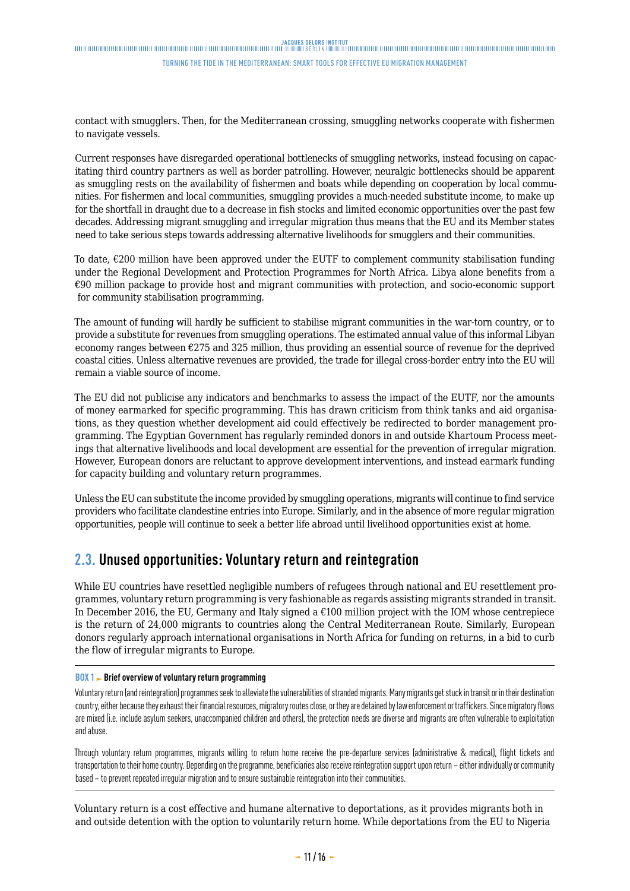contact with smugglers. Then, for the Mediterranean crossing, smuggling networks cooperate with fishermen to navigate vessels.

Current responses have disregarded operational bottlenecks of smuggling networks, instead focusing on capacitating third country partners as well as border patrolling. However, neuralgic bottlenecks should be apparent as smuggling rests on the availability of fishermen and boats while depending on cooperation by local communities. For fishermen and local communities, smuggling provides a much-needed substitute income, to make up for the shortfall in draught due to a decrease in fish stocks and limited economic opportunities over the past few decades. Addressing migrant smuggling and irregular migration thus means that the EU and its Member states need to take serious steps towards addressing alternative livelihoods for smugglers and their communities.

To date, €200 million have been approved under the EUTF to complement community stabilisation funding under the Regional Development and Protection Programmes for North Africa. Libya alone benefits from a €90 million package to provide host and migrant communities with protection, and socio-economic support for community stabilisation programming.

The amount of funding will hardly be sufficient to stabilise migrant communities in the war-torn country, or to provide a substitute for revenues from smuggling operations. The estimated annual value of this informal Libyan economy ranges between €275 and 325 million, thus providing an essential source of revenue for the deprived coastal cities. Unless alternative revenues are provided, the trade for illegal cross-border entry into the EU will remain a viable source of income.

The EU did not publicise any indicators and benchmarks to assess the impact of the EUTF, nor the amounts of money earmarked for specific programming. This has drawn criticism from think tanks and aid organisations, as they question whether development aid could effectively be redirected to border management programming. The Egyptian Government has regularly reminded donors in and outside Khartoum Process meetings that alternative livelihoods and local development are essential for the prevention of irregular migration. However, European donors are reluctant to approve development interventions, and instead earmark funding for capacity building and voluntary return programmes.

Unless the EU can substitute the income provided by smuggling operations, migrants will continue to find service providers who facilitate clandestine entries into Europe. Similarly, and in the absence of more regular migration opportunities, people will continue to seek a better life abroad until livelihood opportunities exist at home.

## 2.3. Unused opportunities: Voluntary return and reintegration

While EU countries have resettled negligible numbers of refugees through national and EU resettlement programmes, voluntary return programming is very fashionable as regards assisting migrants stranded in transit. In December 2016, the EU, Germany and Italy signed a €100 million project with the IOM whose centrepiece is the return of 24,000 migrants to countries along the Central Mediterranean Route. Similarly, European donors regularly approach international organisations in North Africa for funding on returns, in a bid to curb the flow of irregular migrants to Europe.

**BOX 1 ► Brief overview of voluntary return programming**

Voluntary return (and reintegration) programmes seek to alleviate the vulnerabilities of stranded migrants. Many migrants get stuck in transit or in their destination country, either because they exhaust their financial resources, migratory routes close, or they are detained by law enforcement or traffickers. Since migratory flows are mixed (i.e. include asylum seekers, unaccompanied children and others), the protection needs are diverse and migrants are often vulnerable to exploitation and abuse.

Through voluntary return programmes, migrants willing to return home receive the pre-departure services (administrative & medical), flight tickets and transportation to their home country. Depending on the programme, beneficiaries also receive reintegration support upon return – either individually or community based – to prevent repeated irregular migration and to ensure sustainable reintegration into their communities.

Voluntary return is a cost effective and humane alternative to deportations, as it provides migrants both in and outside detention with the option to voluntarily return home. While deportations from the EU to Nigeria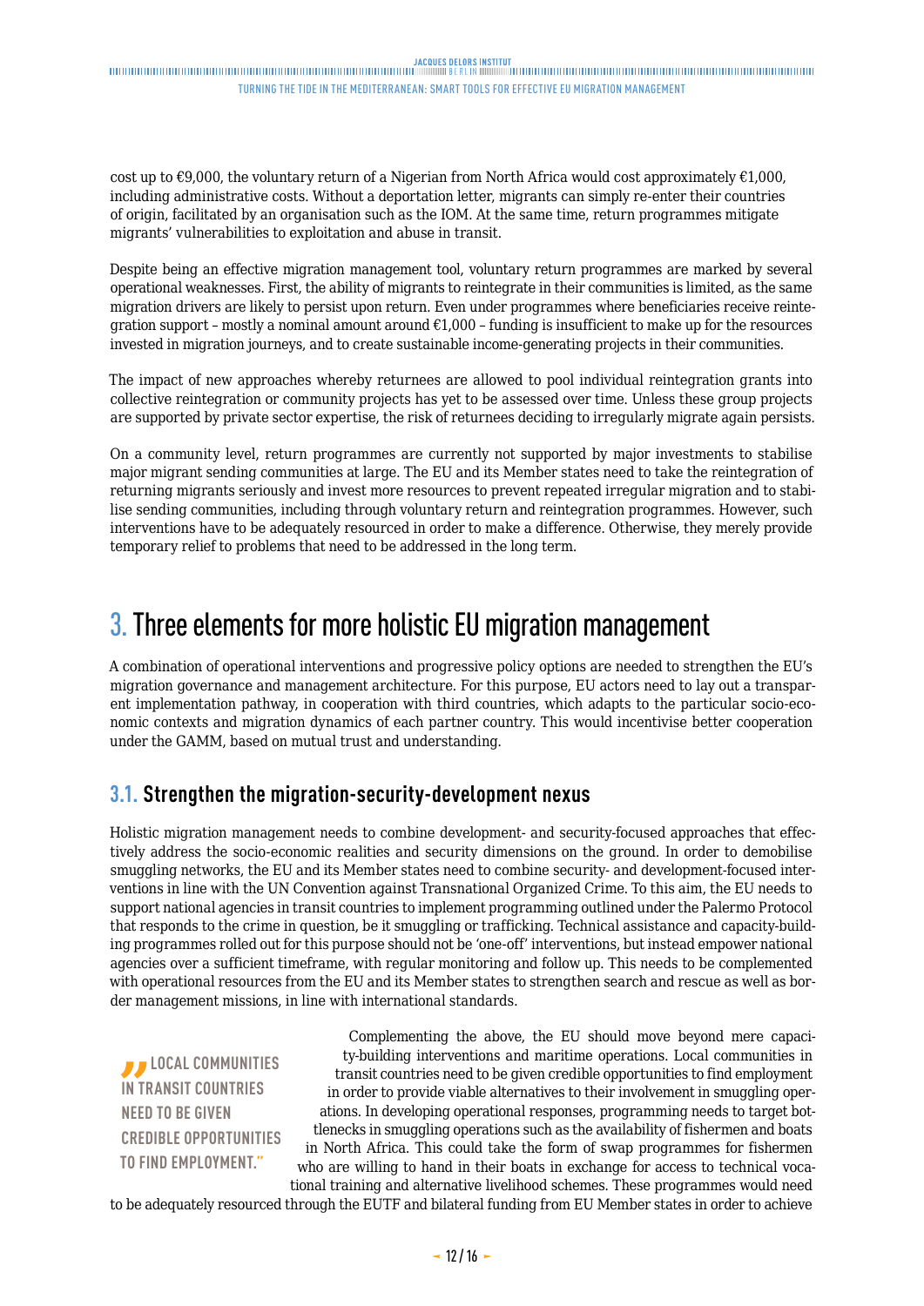cost up to €9,000, the voluntary return of a Nigerian from North Africa would cost approximately €1,000, including administrative costs. Without a deportation letter, migrants can simply re-enter their countries of origin, facilitated by an organisation such as the IOM. At the same time, return programmes mitigate migrants' vulnerabilities to exploitation and abuse in transit.

Despite being an effective migration management tool, voluntary return programmes are marked by several operational weaknesses. First, the ability of migrants to reintegrate in their communities is limited, as the same migration drivers are likely to persist upon return. Even under programmes where beneficiaries receive reintegration support – mostly a nominal amount around €1,000 – funding is insufficient to make up for the resources invested in migration journeys, and to create sustainable income-generating projects in their communities.

The impact of new approaches whereby returnees are allowed to pool individual reintegration grants into collective reintegration or community projects has yet to be assessed over time. Unless these group projects are supported by private sector expertise, the risk of returnees deciding to irregularly migrate again persists.

On a community level, return programmes are currently not supported by major investments to stabilise major migrant sending communities at large. The EU and its Member states need to take the reintegration of returning migrants seriously and invest more resources to prevent repeated irregular migration and to stabilise sending communities, including through voluntary return and reintegration programmes. However, such interventions have to be adequately resourced in order to make a difference. Otherwise, they merely provide temporary relief to problems that need to be addressed in the long term.

# 3. Three elements for more holistic EU migration management

A combination of operational interventions and progressive policy options are needed to strengthen the EU's migration governance and management architecture. For this purpose, EU actors need to lay out a transparent implementation pathway, in cooperation with third countries, which adapts to the particular socio-economic contexts and migration dynamics of each partner country. This would incentivise better cooperation under the GAMM, based on mutual trust and understanding.

## 3.1. Strengthen the migration-security-development nexus

Holistic migration management needs to combine development- and security-focused approaches that effectively address the socio-economic realities and security dimensions on the ground. In order to demobilise smuggling networks, the EU and its Member states need to combine security- and development-focused interventions in line with the UN Convention against Transnational Organized Crime. To this aim, the EU needs to support national agencies in transit countries to implement programming outlined under the Palermo Protocol that responds to the crime in question, be it smuggling or trafficking. Technical assistance and capacity-building programmes rolled out for this purpose should not be 'one-off' interventions, but instead empower national agencies over a sufficient timeframe, with regular monitoring and follow up. This needs to be complemented with operational resources from the EU and its Member states to strengthen search and rescue as well as border management missions, in line with international standards.

> "LOCAL COMMUNITIES IN TRANSIT COUNTRIES NEED TO BE GIVEN CREDIBLE OPPORTUNITIES TO FIND EMPLOYMENT."

Complementing the above, the EU should move beyond mere capacity-building interventions and maritime operations. Local communities in transit countries need to be given credible opportunities to find employment in order to provide viable alternatives to their involvement in smuggling operations. In developing operational responses, programming needs to target bottlenecks in smuggling operations such as the availability of fishermen and boats in North Africa. This could take the form of swap programmes for fishermen who are willing to hand in their boats in exchange for access to technical vocational training and alternative livelihood schemes. These programmes would need to be adequately resourced through the EUTF and bilateral funding from EU Member states in order to achieve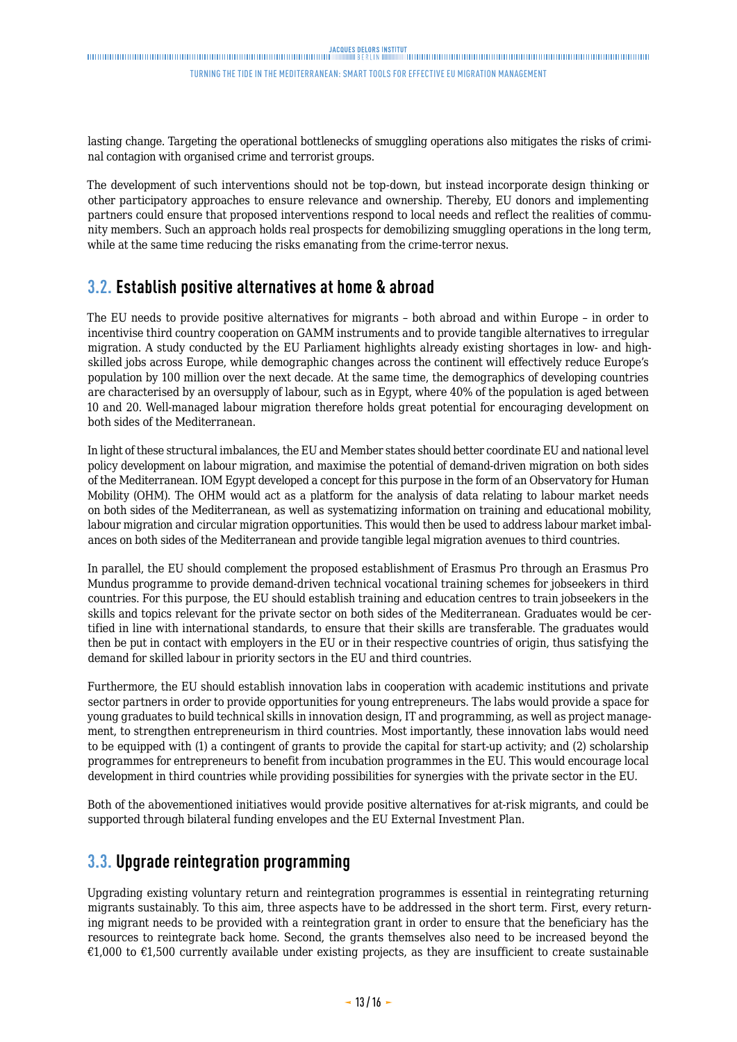lasting change. Targeting the operational bottlenecks of smuggling operations also mitigates the risks of criminal contagion with organised crime and terrorist groups.

The development of such interventions should not be top-down, but instead incorporate design thinking or other participatory approaches to ensure relevance and ownership. Thereby, EU donors and implementing partners could ensure that proposed interventions respond to local needs and reflect the realities of community members. Such an approach holds real prospects for demobilizing smuggling operations in the long term, while at the same time reducing the risks emanating from the crime-terror nexus.

## 3.2. Establish positive alternatives at home & abroad

The EU needs to provide positive alternatives for migrants – both abroad and within Europe – in order to incentivise third country cooperation on GAMM instruments and to provide tangible alternatives to irregular migration. A study conducted by the EU Parliament highlights already existing shortages in low- and high-skilled jobs across Europe, while demographic changes across the continent will effectively reduce Europe's population by 100 million over the next decade. At the same time, the demographics of developing countries are characterised by an oversupply of labour, such as in Egypt, where 40% of the population is aged between 10 and 20. Well-managed labour migration therefore holds great potential for encouraging development on both sides of the Mediterranean.

In light of these structural imbalances, the EU and Member states should better coordinate EU and national level policy development on labour migration, and maximise the potential of demand-driven migration on both sides of the Mediterranean. IOM Egypt developed a concept for this purpose in the form of an Observatory for Human Mobility (OHM). The OHM would act as a platform for the analysis of data relating to labour market needs on both sides of the Mediterranean, as well as systematizing information on training and educational mobility, labour migration and circular migration opportunities. This would then be used to address labour market imbalances on both sides of the Mediterranean and provide tangible legal migration avenues to third countries.

In parallel, the EU should complement the proposed establishment of Erasmus Pro through an Erasmus Pro Mundus programme to provide demand-driven technical vocational training schemes for jobseekers in third countries. For this purpose, the EU should establish training and education centres to train jobseekers in the skills and topics relevant for the private sector on both sides of the Mediterranean. Graduates would be certified in line with international standards, to ensure that their skills are transferable. The graduates would then be put in contact with employers in the EU or in their respective countries of origin, thus satisfying the demand for skilled labour in priority sectors in the EU and third countries.

Furthermore, the EU should establish innovation labs in cooperation with academic institutions and private sector partners in order to provide opportunities for young entrepreneurs. The labs would provide a space for young graduates to build technical skills in innovation design, IT and programming, as well as project management, to strengthen entrepreneurism in third countries. Most importantly, these innovation labs would need to be equipped with (1) a contingent of grants to provide the capital for start-up activity; and (2) scholarship programmes for entrepreneurs to benefit from incubation programmes in the EU. This would encourage local development in third countries while providing possibilities for synergies with the private sector in the EU.

Both of the abovementioned initiatives would provide positive alternatives for at-risk migrants, and could be supported through bilateral funding envelopes and the EU External Investment Plan.

## 3.3. Upgrade reintegration programming

Upgrading existing voluntary return and reintegration programmes is essential in reintegrating returning migrants sustainably. To this aim, three aspects have to be addressed in the short term. First, every returning migrant needs to be provided with a reintegration grant in order to ensure that the beneficiary has the resources to reintegrate back home. Second, the grants themselves also need to be increased beyond the €1,000 to €1,500 currently available under existing projects, as they are insufficient to create sustainable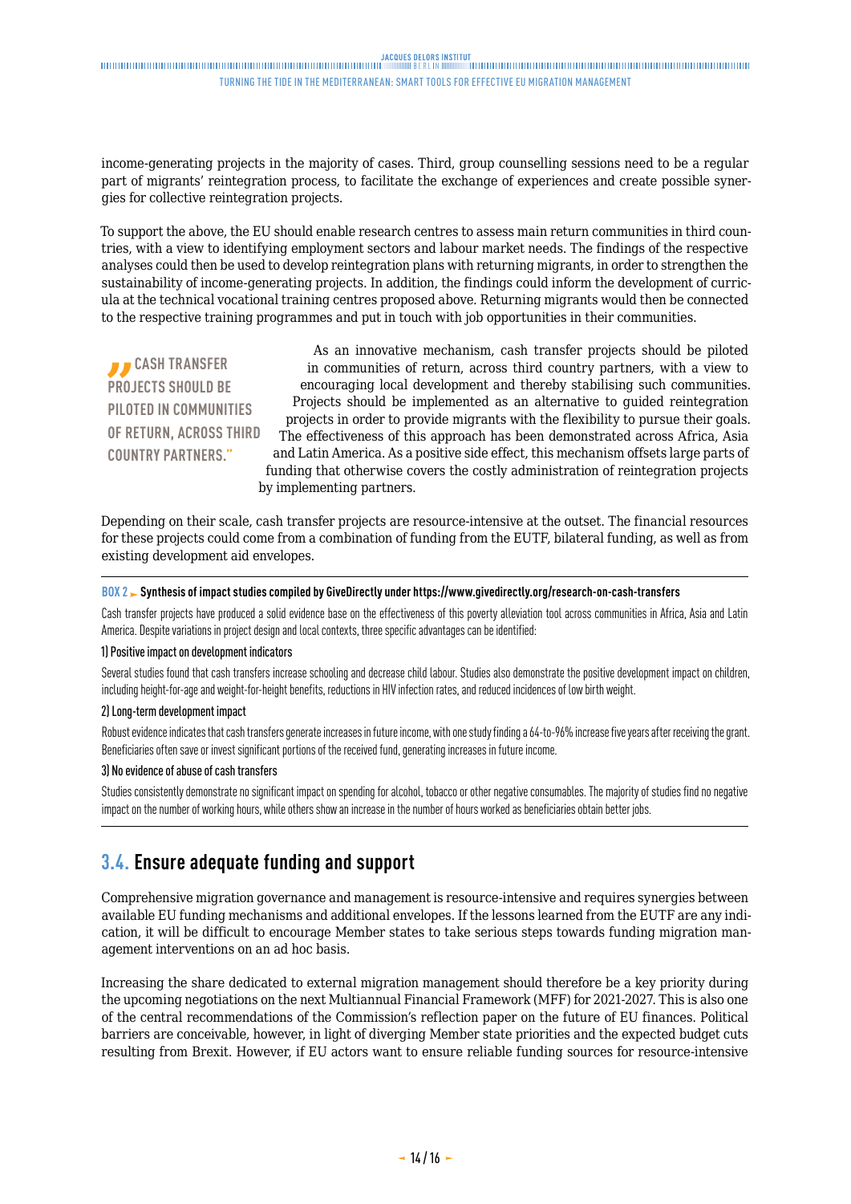income-generating projects in the majority of cases. Third, group counselling sessions need to be a regular part of migrants' reintegration process, to facilitate the exchange of experiences and create possible synergies for collective reintegration projects.

To support the above, the EU should enable research centres to assess main return communities in third countries, with a view to identifying employment sectors and labour market needs. The findings of the respective analyses could then be used to develop reintegration plans with returning migrants, in order to strengthen the sustainability of income-generating projects. In addition, the findings could inform the development of curricula at the technical vocational training centres proposed above. Returning migrants would then be connected to the respective training programmes and put in touch with job opportunities in their communities.

> **"CASH TRANSFER PROJECTS SHOULD BE PILOTED IN COMMUNITIES OF RETURN, ACROSS THIRD COUNTRY PARTNERS."**

As an innovative mechanism, cash transfer projects should be piloted in communities of return, across third country partners, with a view to encouraging local development and thereby stabilising such communities. Projects should be implemented as an alternative to guided reintegration projects in order to provide migrants with the flexibility to pursue their goals. The effectiveness of this approach has been demonstrated across Africa, Asia and Latin America. As a positive side effect, this mechanism offsets large parts of funding that otherwise covers the costly administration of reintegration projects by implementing partners.

Depending on their scale, cash transfer projects are resource-intensive at the outset. The financial resources for these projects could come from a combination of funding from the EUTF, bilateral funding, as well as from existing development aid envelopes.

---

**BOX 2 ► Synthesis of impact studies compiled by GiveDirectly under https://www.givedirectly.org/research-on-cash-transfers**

Cash transfer projects have produced a solid evidence base on the effectiveness of this poverty alleviation tool across communities in Africa, Asia and Latin America. Despite variations in project design and local contexts, three specific advantages can be identified:

**1) Positive impact on development indicators**

Several studies found that cash transfers increase schooling and decrease child labour. Studies also demonstrate the positive development impact on children, including height-for-age and weight-for-height benefits, reductions in HIV infection rates, and reduced incidences of low birth weight.

**2) Long-term development impact**

Robust evidence indicates that cash transfers generate increases in future income, with one study finding a 64-to-96% increase five years after receiving the grant. Beneficiaries often save or invest significant portions of the received fund, generating increases in future income.

**3) No evidence of abuse of cash transfers**

Studies consistently demonstrate no significant impact on spending for alcohol, tobacco or other negative consumables. The majority of studies find no negative impact on the number of working hours, while others show an increase in the number of hours worked as beneficiaries obtain better jobs.

---

## 3.4. Ensure adequate funding and support

Comprehensive migration governance and management is resource-intensive and requires synergies between available EU funding mechanisms and additional envelopes. If the lessons learned from the EUTF are any indication, it will be difficult to encourage Member states to take serious steps towards funding migration management interventions on an ad hoc basis.

Increasing the share dedicated to external migration management should therefore be a key priority during the upcoming negotiations on the next Multiannual Financial Framework (MFF) for 2021-2027. This is also one of the central recommendations of the Commission's reflection paper on the future of EU finances. Political barriers are conceivable, however, in light of diverging Member state priorities and the expected budget cuts resulting from Brexit. However, if EU actors want to ensure reliable funding sources for resource-intensive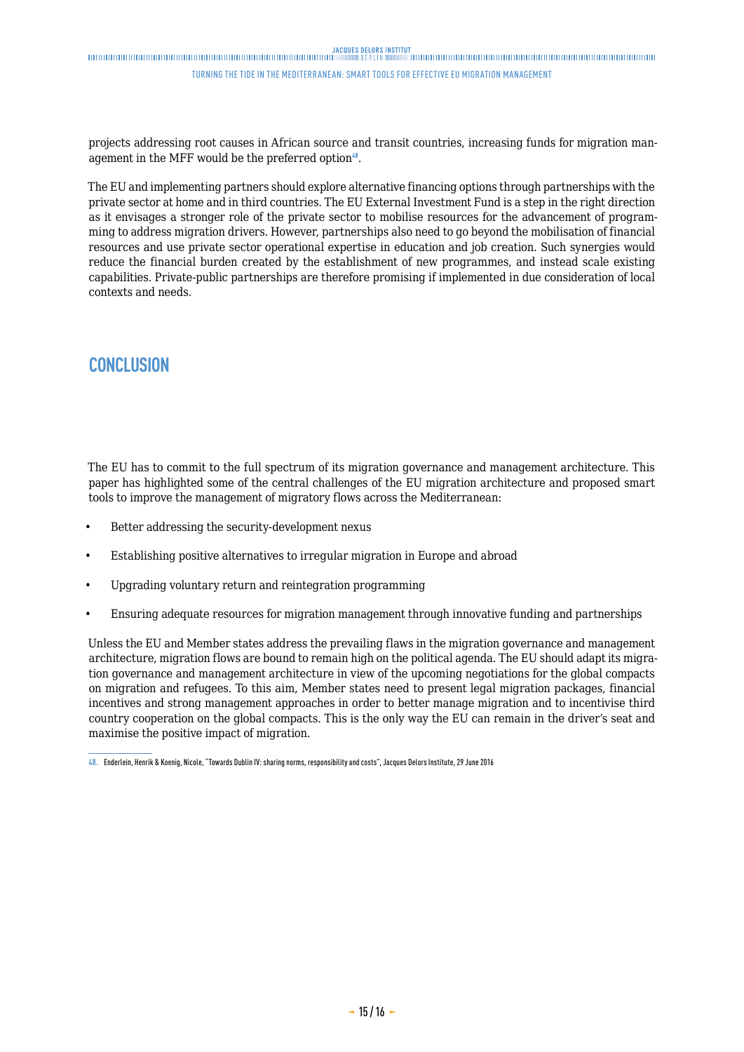projects addressing root causes in African source and transit countries, increasing funds for migration management in the MFF would be the preferred option[48].

The EU and implementing partners should explore alternative financing options through partnerships with the private sector at home and in third countries. The EU External Investment Fund is a step in the right direction as it envisages a stronger role of the private sector to mobilise resources for the advancement of programming to address migration drivers. However, partnerships also need to go beyond the mobilisation of financial resources and use private sector operational expertise in education and job creation. Such synergies would reduce the financial burden created by the establishment of new programmes, and instead scale existing capabilities. Private-public partnerships are therefore promising if implemented in due consideration of local contexts and needs.

## CONCLUSION

The EU has to commit to the full spectrum of its migration governance and management architecture. This paper has highlighted some of the central challenges of the EU migration architecture and proposed smart tools to improve the management of migratory flows across the Mediterranean:

- Better addressing the security-development nexus
- Establishing positive alternatives to irregular migration in Europe and abroad
- Upgrading voluntary return and reintegration programming
- Ensuring adequate resources for migration management through innovative funding and partnerships

Unless the EU and Member states address the prevailing flaws in the migration governance and management architecture, migration flows are bound to remain high on the political agenda. The EU should adapt its migration governance and management architecture in view of the upcoming negotiations for the global compacts on migration and refugees. To this aim, Member states need to present legal migration packages, financial incentives and strong management approaches in order to better manage migration and to incentivise third country cooperation on the global compacts. This is the only way the EU can remain in the driver's seat and maximise the positive impact of migration.

---

48. Enderlein, Henrik & Koenig, Nicole, "Towards Dublin IV: sharing norms, responsibility and costs", Jacques Delors Institute, 29 June 2016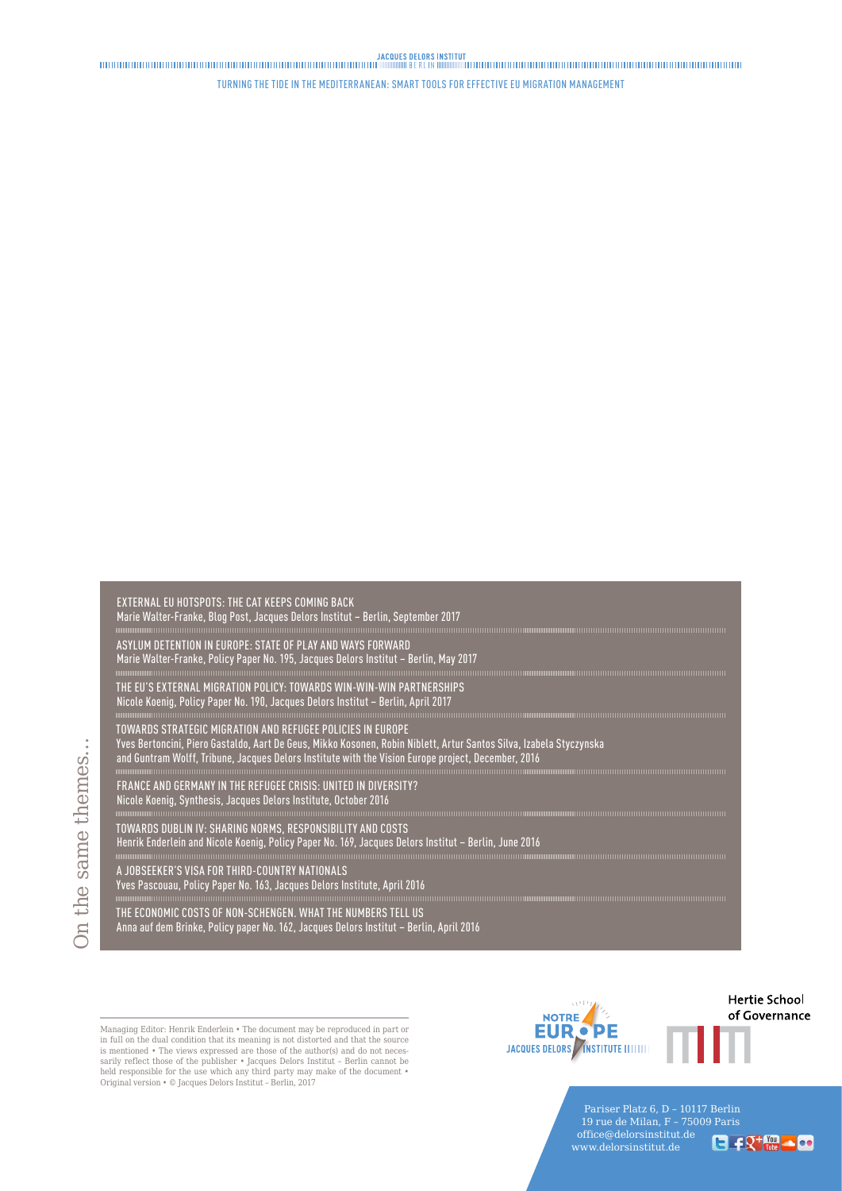On the same themes…

EXTERNAL EU HOTSPOTS: THE CAT KEEPS COMING BACK
Marie Walter-Franke, Blog Post, Jacques Delors Institut – Berlin, September 2017

ASYLUM DETENTION IN EUROPE: STATE OF PLAY AND WAYS FORWARD
Marie Walter-Franke, Policy Paper No. 195, Jacques Delors Institut – Berlin, May 2017

THE EU'S EXTERNAL MIGRATION POLICY: TOWARDS WIN-WIN-WIN PARTNERSHIPS
Nicole Koenig, Policy Paper No. 190, Jacques Delors Institut – Berlin, April 2017

TOWARDS STRATEGIC MIGRATION AND REFUGEE POLICIES IN EUROPE
Yves Bertoncini, Piero Gastaldo, Aart De Geus, Mikko Kosonen, Robin Niblett, Artur Santos Silva, Izabela Styczynska and Guntram Wolff, Tribune, Jacques Delors Institute with the Vision Europe project, December, 2016

FRANCE AND GERMANY IN THE REFUGEE CRISIS: UNITED IN DIVERSITY?
Nicole Koenig, Synthesis, Jacques Delors Institute, October 2016

TOWARDS DUBLIN IV: SHARING NORMS, RESPONSIBILITY AND COSTS
Henrik Enderlein and Nicole Koenig, Policy Paper No. 169, Jacques Delors Institut – Berlin, June 2016

A JOBSEEKER'S VISA FOR THIRD-COUNTRY NATIONALS
Yves Pascouau, Policy Paper No. 163, Jacques Delors Institute, April 2016

THE ECONOMIC COSTS OF NON-SCHENGEN. WHAT THE NUMBERS TELL US
Anna auf dem Brinke, Policy paper No. 162, Jacques Delors Institut – Berlin, April 2016

Managing Editor: Henrik Enderlein • The document may be reproduced in part or in full on the dual condition that its meaning is not distorted and that the source is mentioned • The views expressed are those of the author(s) and do not necessarily reflect those of the publisher • Jacques Delors Institut – Berlin cannot be held responsible for the use which any third party may make of the document • Original version • © Jacques Delors Institut – Berlin, 2017

Pariser Platz 6, D – 10117 Berlin
19 rue de Milan, F – 75009 Paris
office@delorsinstitut.de
www.delorsinstitut.de